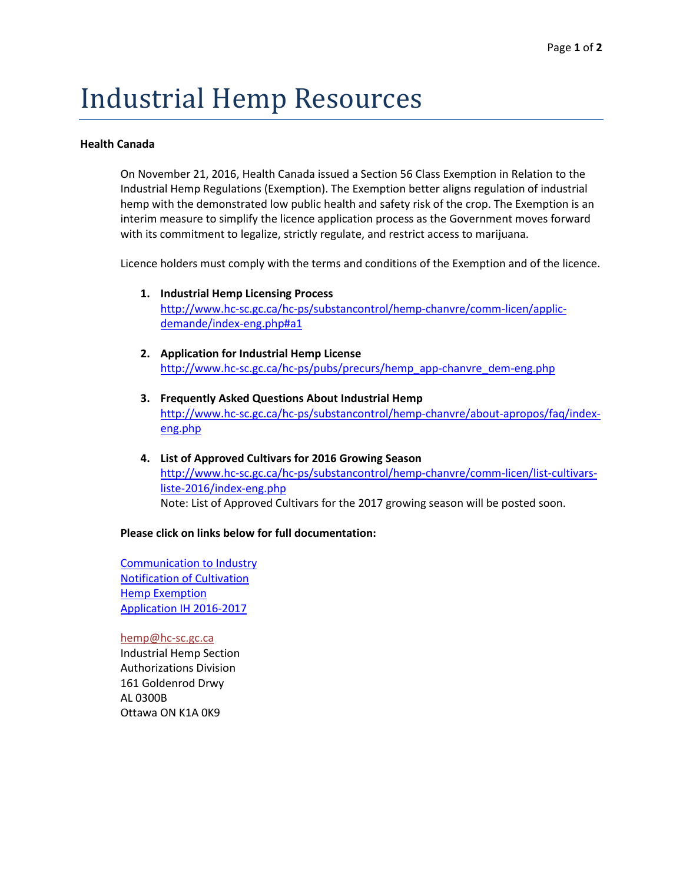# Industrial Hemp Resources

**Health Canada**

On November 21, 2016, Health Canada issued a Section 56 Class Exemption in Relation to the Industrial Hemp Regulations (Exemption). The Exemption better aligns regulation of industrial hemp with the demonstrated low public health and safety risk of the crop. The Exemption is an interim measure to simplify the licence application process as the Government moves forward with its commitment to legalize, strictly regulate, and restrict access to marijuana.

Licence holders must comply with the terms and conditions of the Exemption and of the licence.

1. **Industrial Hemp Licensing Process**
   http://www.hc-sc.gc.ca/hc-ps/substancontrol/hemp-chanvre/comm-licen/applic-demande/index-eng.php#a1

2. **Application for Industrial Hemp License**
   http://www.hc-sc.gc.ca/hc-ps/pubs/precurs/hemp_app-chanvre_dem-eng.php

3. **Frequently Asked Questions About Industrial Hemp**
   http://www.hc-sc.gc.ca/hc-ps/substancontrol/hemp-chanvre/about-apropos/faq/index-eng.php

4. **List of Approved Cultivars for 2016 Growing Season**
   http://www.hc-sc.gc.ca/hc-ps/substancontrol/hemp-chanvre/comm-licen/list-cultivars-liste-2016/index-eng.php
   Note: List of Approved Cultivars for the 2017 growing season will be posted soon.

**Please click on links below for full documentation:**

Communication to Industry
Notification of Cultivation
Hemp Exemption
Application IH 2016-2017

hemp@hc-sc.gc.ca
Industrial Hemp Section
Authorizations Division
161 Goldenrod Drwy
AL 0300B
Ottawa ON K1A 0K9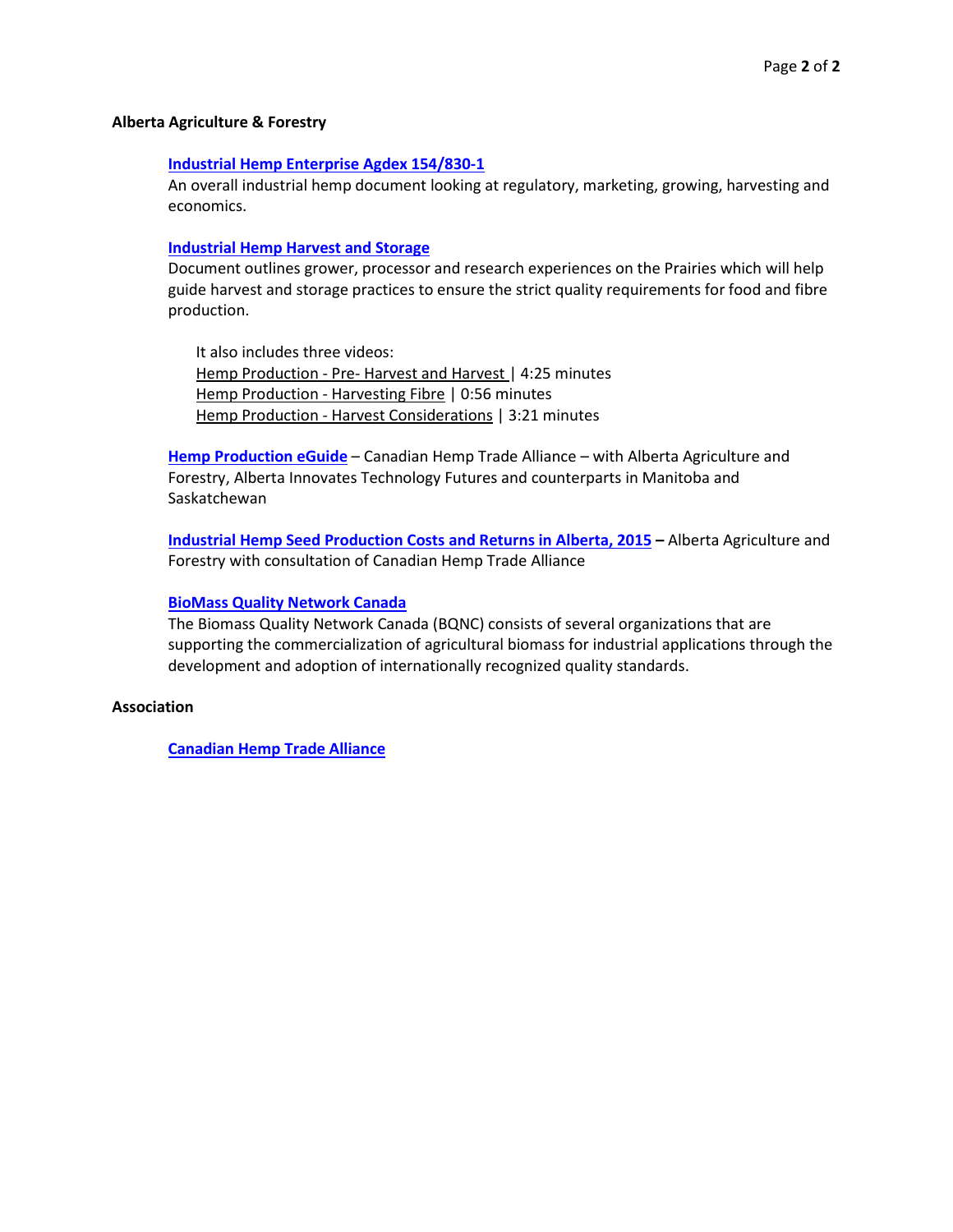**Alberta Agriculture & Forestry**

**Industrial Hemp Enterprise Agdex 154/830-1**
An overall industrial hemp document looking at regulatory, marketing, growing, harvesting and economics.

**Industrial Hemp Harvest and Storage**
Document outlines grower, processor and research experiences on the Prairies which will help guide harvest and storage practices to ensure the strict quality requirements for food and fibre production.

It also includes three videos:
Hemp Production - Pre- Harvest and Harvest | 4:25 minutes
Hemp Production - Harvesting Fibre | 0:56 minutes
Hemp Production - Harvest Considerations | 3:21 minutes

**Hemp Production eGuide** – Canadian Hemp Trade Alliance – with Alberta Agriculture and Forestry, Alberta Innovates Technology Futures and counterparts in Manitoba and Saskatchewan

**Industrial Hemp Seed Production Costs and Returns in Alberta, 2015** – Alberta Agriculture and Forestry with consultation of Canadian Hemp Trade Alliance

**BioMass Quality Network Canada**
The Biomass Quality Network Canada (BQNC) consists of several organizations that are supporting the commercialization of agricultural biomass for industrial applications through the development and adoption of internationally recognized quality standards.

**Association**

**Canadian Hemp Trade Alliance**